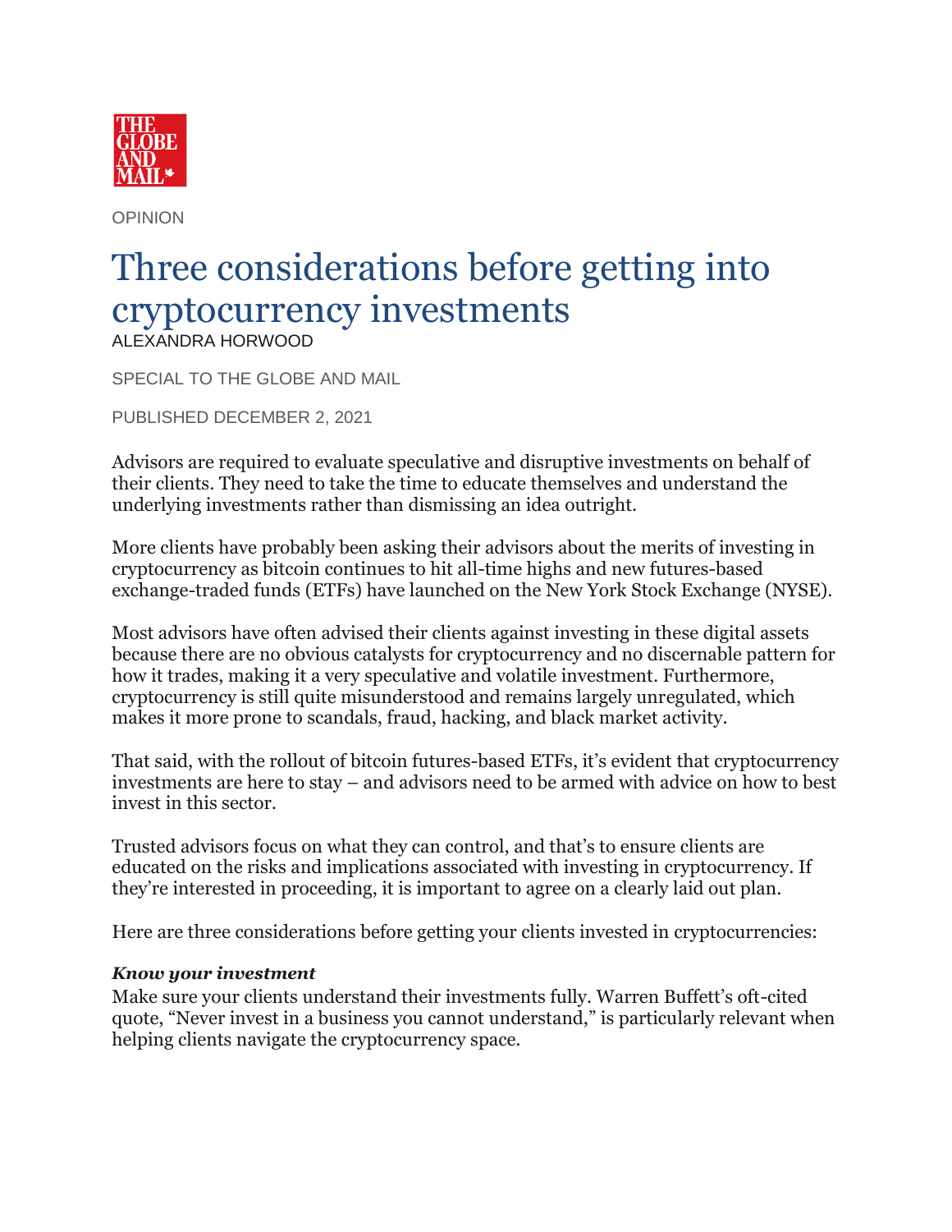THE GLOBE AND MAIL

OPINION

# Three considerations before getting into cryptocurrency investments

ALEXANDRA HORWOOD

SPECIAL TO THE GLOBE AND MAIL

PUBLISHED DECEMBER 2, 2021

Advisors are required to evaluate speculative and disruptive investments on behalf of their clients. They need to take the time to educate themselves and understand the underlying investments rather than dismissing an idea outright.

More clients have probably been asking their advisors about the merits of investing in cryptocurrency as bitcoin continues to hit all-time highs and new futures-based exchange-traded funds (ETFs) have launched on the New York Stock Exchange (NYSE).

Most advisors have often advised their clients against investing in these digital assets because there are no obvious catalysts for cryptocurrency and no discernable pattern for how it trades, making it a very speculative and volatile investment. Furthermore, cryptocurrency is still quite misunderstood and remains largely unregulated, which makes it more prone to scandals, fraud, hacking, and black market activity.

That said, with the rollout of bitcoin futures-based ETFs, it's evident that cryptocurrency investments are here to stay – and advisors need to be armed with advice on how to best invest in this sector.

Trusted advisors focus on what they can control, and that's to ensure clients are educated on the risks and implications associated with investing in cryptocurrency. If they're interested in proceeding, it is important to agree on a clearly laid out plan.

Here are three considerations before getting your clients invested in cryptocurrencies:

***Know your investment***

Make sure your clients understand their investments fully. Warren Buffett's oft-cited quote, "Never invest in a business you cannot understand," is particularly relevant when helping clients navigate the cryptocurrency space.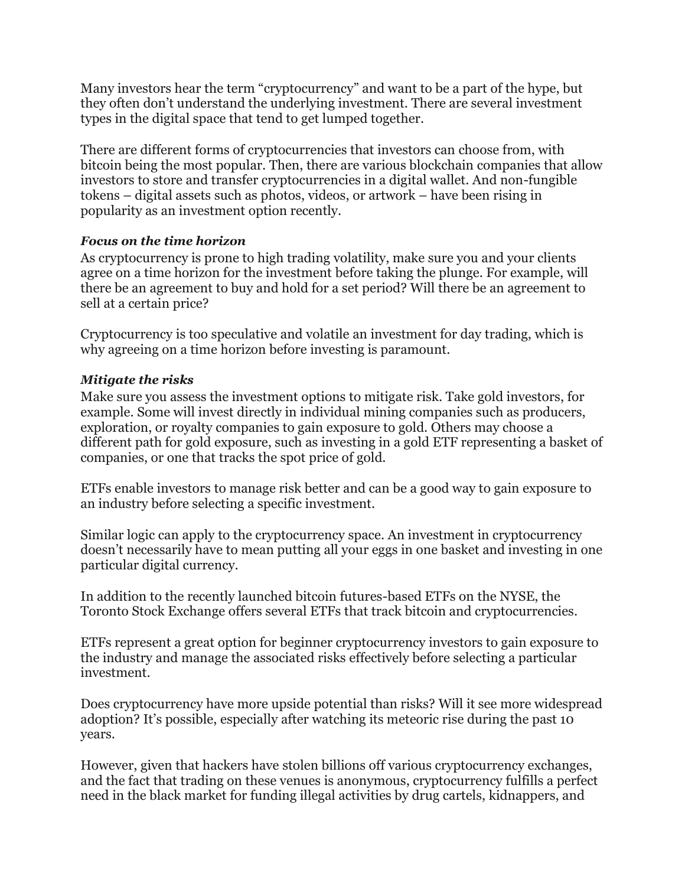Many investors hear the term "cryptocurrency" and want to be a part of the hype, but they often don't understand the underlying investment. There are several investment types in the digital space that tend to get lumped together.

There are different forms of cryptocurrencies that investors can choose from, with bitcoin being the most popular. Then, there are various blockchain companies that allow investors to store and transfer cryptocurrencies in a digital wallet. And non-fungible tokens – digital assets such as photos, videos, or artwork – have been rising in popularity as an investment option recently.

***Focus on the time horizon***

As cryptocurrency is prone to high trading volatility, make sure you and your clients agree on a time horizon for the investment before taking the plunge. For example, will there be an agreement to buy and hold for a set period? Will there be an agreement to sell at a certain price?

Cryptocurrency is too speculative and volatile an investment for day trading, which is why agreeing on a time horizon before investing is paramount.

***Mitigate the risks***

Make sure you assess the investment options to mitigate risk. Take gold investors, for example. Some will invest directly in individual mining companies such as producers, exploration, or royalty companies to gain exposure to gold. Others may choose a different path for gold exposure, such as investing in a gold ETF representing a basket of companies, or one that tracks the spot price of gold.

ETFs enable investors to manage risk better and can be a good way to gain exposure to an industry before selecting a specific investment.

Similar logic can apply to the cryptocurrency space. An investment in cryptocurrency doesn't necessarily have to mean putting all your eggs in one basket and investing in one particular digital currency.

In addition to the recently launched bitcoin futures-based ETFs on the NYSE, the Toronto Stock Exchange offers several ETFs that track bitcoin and cryptocurrencies.

ETFs represent a great option for beginner cryptocurrency investors to gain exposure to the industry and manage the associated risks effectively before selecting a particular investment.

Does cryptocurrency have more upside potential than risks? Will it see more widespread adoption? It's possible, especially after watching its meteoric rise during the past 10 years.

However, given that hackers have stolen billions off various cryptocurrency exchanges, and the fact that trading on these venues is anonymous, cryptocurrency fulfills a perfect need in the black market for funding illegal activities by drug cartels, kidnappers, and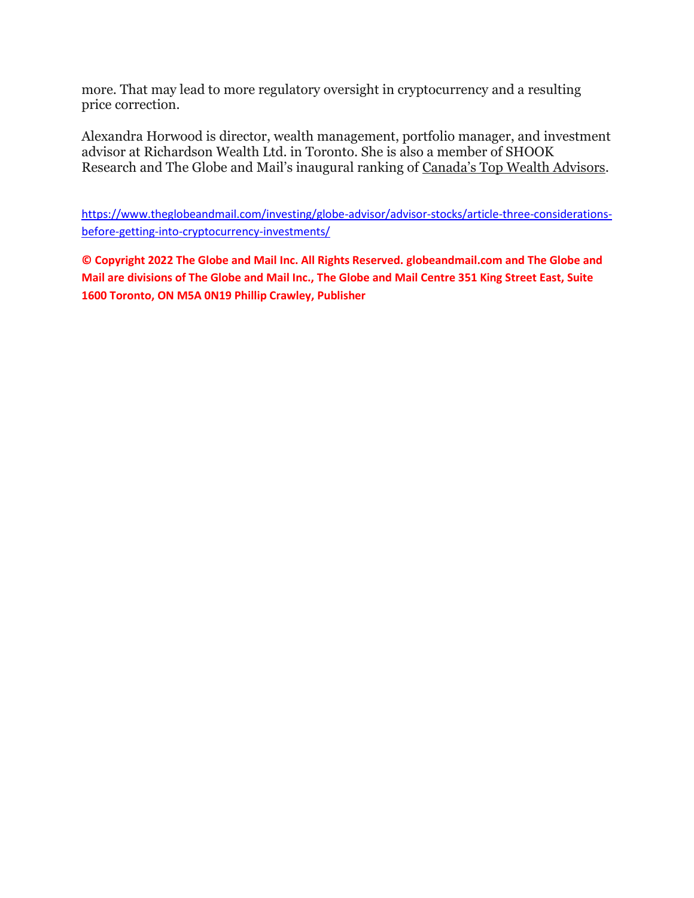more. That may lead to more regulatory oversight in cryptocurrency and a resulting price correction.

Alexandra Horwood is director, wealth management, portfolio manager, and investment advisor at Richardson Wealth Ltd. in Toronto. She is also a member of SHOOK Research and The Globe and Mail's inaugural ranking of Canada's Top Wealth Advisors.

https://www.theglobeandmail.com/investing/globe-advisor/advisor-stocks/article-three-considerations-before-getting-into-cryptocurrency-investments/

**© Copyright 2022 The Globe and Mail Inc. All Rights Reserved. globeandmail.com and The Globe and Mail are divisions of The Globe and Mail Inc., The Globe and Mail Centre 351 King Street East, Suite 1600 Toronto, ON M5A 0N19 Phillip Crawley, Publisher**